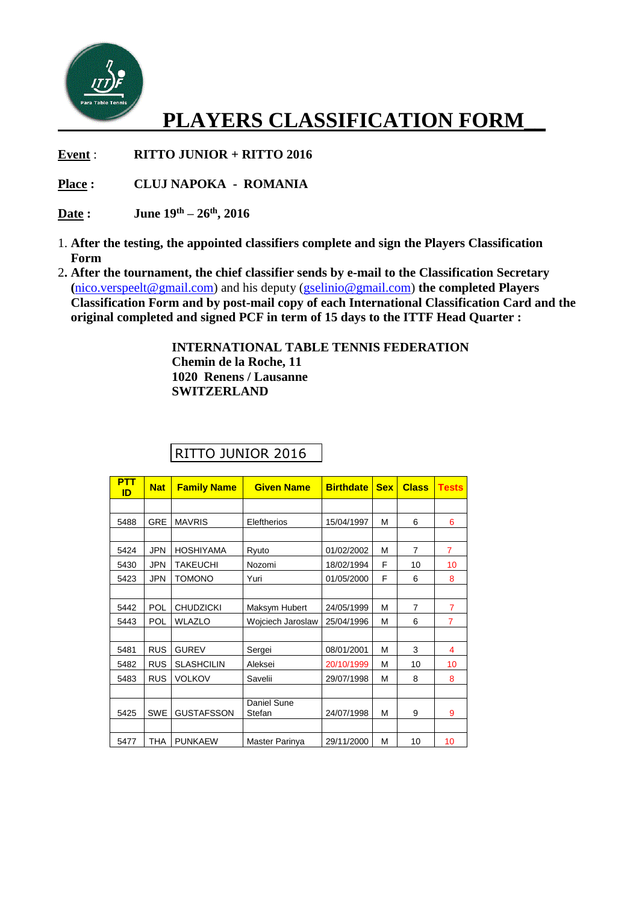# PLAYERS CLASSIFICATION FORM

**Event** : **RITTO JUNIOR + RITTO 2016**

**Place :** **CLUJ NAPOKA - ROMANIA**

**Date :** **June 19th – 26th, 2016**

1. **After the testing, the appointed classifiers complete and sign the Players Classification Form**
2. **After the tournament, the chief classifier sends by e-mail to the Classification Secretary (**nico.verspeelt@gmail.com) and his deputy (gselinio@gmail.com) **the completed Players Classification Form and by post-mail copy of each International Classification Card and the original completed and signed PCF in term of 15 days to the ITTF Head Quarter :**

**INTERNATIONAL TABLE TENNIS FEDERATION**
**Chemin de la Roche, 11**
**1020 Renens / Lausanne**
**SWITZERLAND**

RITTO JUNIOR 2016

| PTT ID | Nat | Family Name | Given Name | Birthdate | Sex | Class | Tests |
|---|---|---|---|---|---|---|---|
| | | | | | | | |
| 5488 | GRE | MAVRIS | Eleftherios | 15/04/1997 | M | 6 | 6 |
| | | | | | | | |
| 5424 | JPN | HOSHIYAMA | Ryuto | 01/02/2002 | M | 7 | 7 |
| 5430 | JPN | TAKEUCHI | Nozomi | 18/02/1994 | F | 10 | 10 |
| 5423 | JPN | TOMONO | Yuri | 01/05/2000 | F | 6 | 8 |
| | | | | | | | |
| 5442 | POL | CHUDZICKI | Maksym Hubert | 24/05/1999 | M | 7 | 7 |
| 5443 | POL | WLAZLO | Wojciech Jaroslaw | 25/04/1996 | M | 6 | 7 |
| | | | | | | | |
| 5481 | RUS | GUREV | Sergei | 08/01/2001 | M | 3 | 4 |
| 5482 | RUS | SLASHCILIN | Aleksei | 20/10/1999 | M | 10 | 10 |
| 5483 | RUS | VOLKOV | Savelii | 29/07/1998 | M | 8 | 8 |
| | | | | | | | |
| 5425 | SWE | GUSTAFSSON | Daniel Sune Stefan | 24/07/1998 | M | 9 | 9 |
| | | | | | | | |
| 5477 | THA | PUNKAEW | Master Parinya | 29/11/2000 | M | 10 | 10 |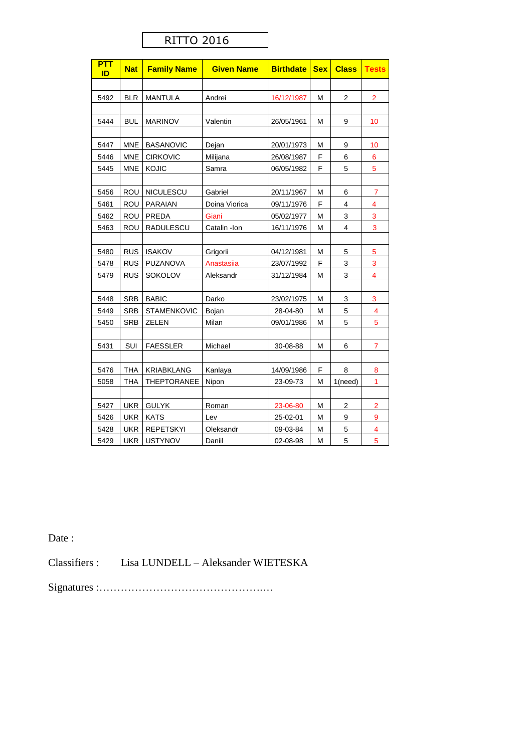# RITTO 2016

| PTT ID | Nat | Family Name | Given Name | Birthdate | Sex | Class | Tests |
|---|---|---|---|---|---|---|---|
| | | | | | | | |
| 5492 | BLR | MANTULA | Andrei | 16/12/1987 | M | 2 | 2 |
| | | | | | | | |
| 5444 | BUL | MARINOV | Valentin | 26/05/1961 | M | 9 | 10 |
| | | | | | | | |
| 5447 | MNE | BASANOVIC | Dejan | 20/01/1973 | M | 9 | 10 |
| 5446 | MNE | CIRKOVIC | Milijana | 26/08/1987 | F | 6 | 6 |
| 5445 | MNE | KOJIC | Samra | 06/05/1982 | F | 5 | 5 |
| | | | | | | | |
| 5456 | ROU | NICULESCU | Gabriel | 20/11/1967 | M | 6 | 7 |
| 5461 | ROU | PARAIAN | Doina Viorica | 09/11/1976 | F | 4 | 4 |
| 5462 | ROU | PREDA | Giani | 05/02/1977 | M | 3 | 3 |
| 5463 | ROU | RADULESCU | Catalin -Ion | 16/11/1976 | M | 4 | 3 |
| | | | | | | | |
| 5480 | RUS | ISAKOV | Grigorii | 04/12/1981 | M | 5 | 5 |
| 5478 | RUS | PUZANOVA | Anastasiia | 23/07/1992 | F | 3 | 3 |
| 5479 | RUS | SOKOLOV | Aleksandr | 31/12/1984 | M | 3 | 4 |
| | | | | | | | |
| 5448 | SRB | BABIC | Darko | 23/02/1975 | M | 3 | 3 |
| 5449 | SRB | STAMENKOVIC | Bojan | 28-04-80 | M | 5 | 4 |
| 5450 | SRB | ZELEN | Milan | 09/01/1986 | M | 5 | 5 |
| | | | | | | | |
| 5431 | SUI | FAESSLER | Michael | 30-08-88 | M | 6 | 7 |
| | | | | | | | |
| 5476 | THA | KRIABKLANG | Kanlaya | 14/09/1986 | F | 8 | 8 |
| 5058 | THA | THEPTORANEE | Nipon | 23-09-73 | M | 1(need) | 1 |
| | | | | | | | |
| 5427 | UKR | GULYK | Roman | 23-06-80 | M | 2 | 2 |
| 5426 | UKR | KATS | Lev | 25-02-01 | M | 9 | 9 |
| 5428 | UKR | REPETSKYI | Oleksandr | 09-03-84 | M | 5 | 4 |
| 5429 | UKR | USTYNOV | Daniil | 02-08-98 | M | 5 | 5 |

Date :

Classifiers : Lisa LUNDELL – Aleksander WIETESKA

Signatures :…………………………………………..…